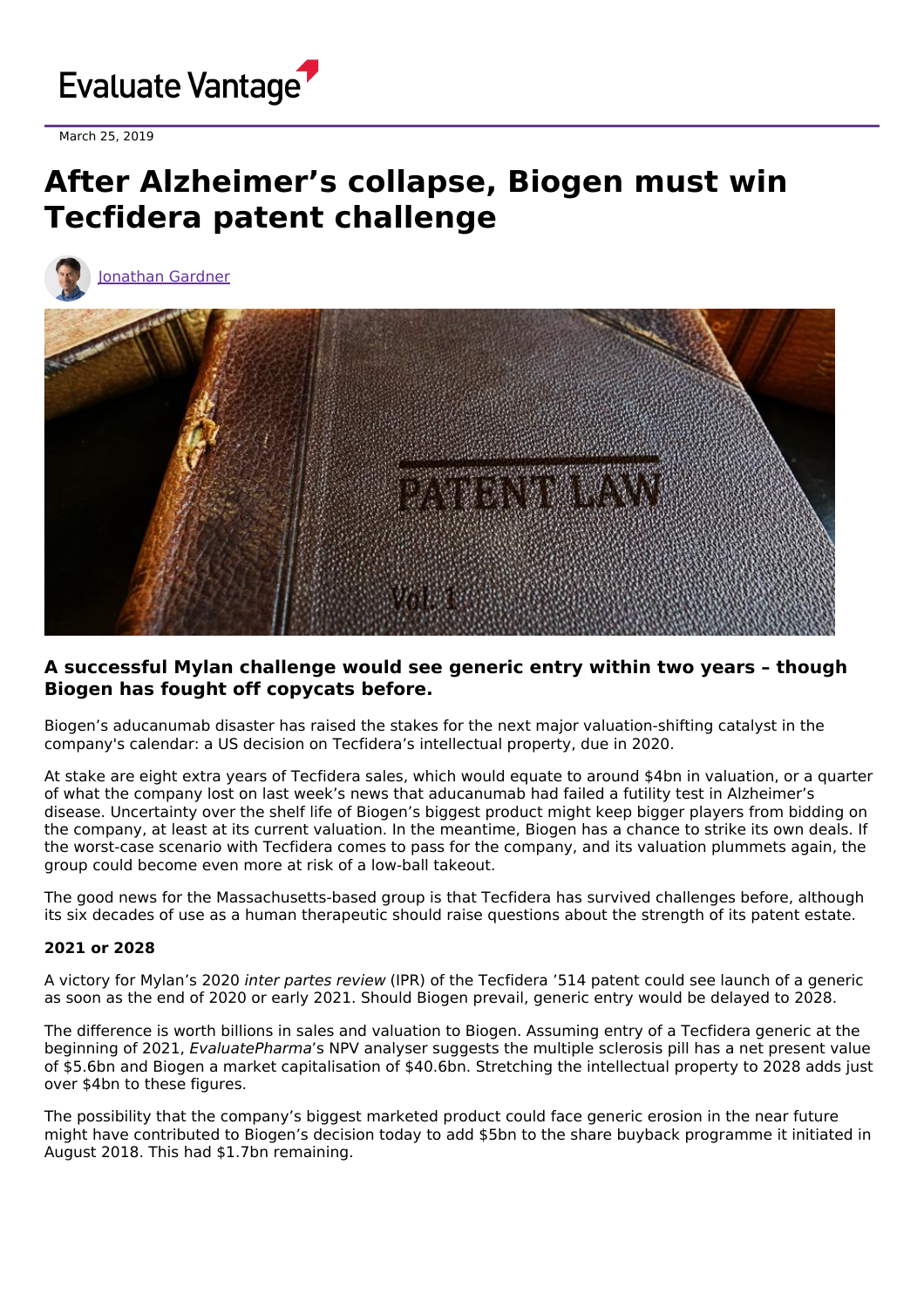March 25, 2019

# After Alzheimer's collapse, Biogen must win Tecfidera patent challenge

Jonathan Gardner

### A successful Mylan challenge would see generic entry within two years – though Biogen has fought off copycats before.

Biogen's aducanumab disaster has raised the stakes for the next major valuation-shifting catalyst in the company's calendar: a US decision on Tecfidera's intellectual property, due in 2020.

At stake are eight extra years of Tecfidera sales, which would equate to around $4bn in valuation, or a quarter of what the company lost on last week's news that aducanumab had failed a futility test in Alzheimer's disease. Uncertainty over the shelf life of Biogen's biggest product might keep bigger players from bidding on the company, at least at its current valuation. In the meantime, Biogen has a chance to strike its own deals. If the worst-case scenario with Tecfidera comes to pass for the company, and its valuation plummets again, the group could become even more at risk of a low-ball takeout.

The good news for the Massachusetts-based group is that Tecfidera has survived challenges before, although its six decades of use as a human therapeutic should raise questions about the strength of its patent estate.

**2021 or 2028**

A victory for Mylan's 2020 *inter partes review* (IPR) of the Tecfidera '514 patent could see launch of a generic as soon as the end of 2020 or early 2021. Should Biogen prevail, generic entry would be delayed to 2028.

The difference is worth billions in sales and valuation to Biogen. Assuming entry of a Tecfidera generic at the beginning of 2021, *EvaluatePharma*'s NPV analyser suggests the multiple sclerosis pill has a net present value of $5.6bn and Biogen a market capitalisation of $40.6bn. Stretching the intellectual property to 2028 adds just over $4bn to these figures.

The possibility that the company's biggest marketed product could face generic erosion in the near future might have contributed to Biogen's decision today to add $5bn to the share buyback programme it initiated in August 2018. This had $1.7bn remaining.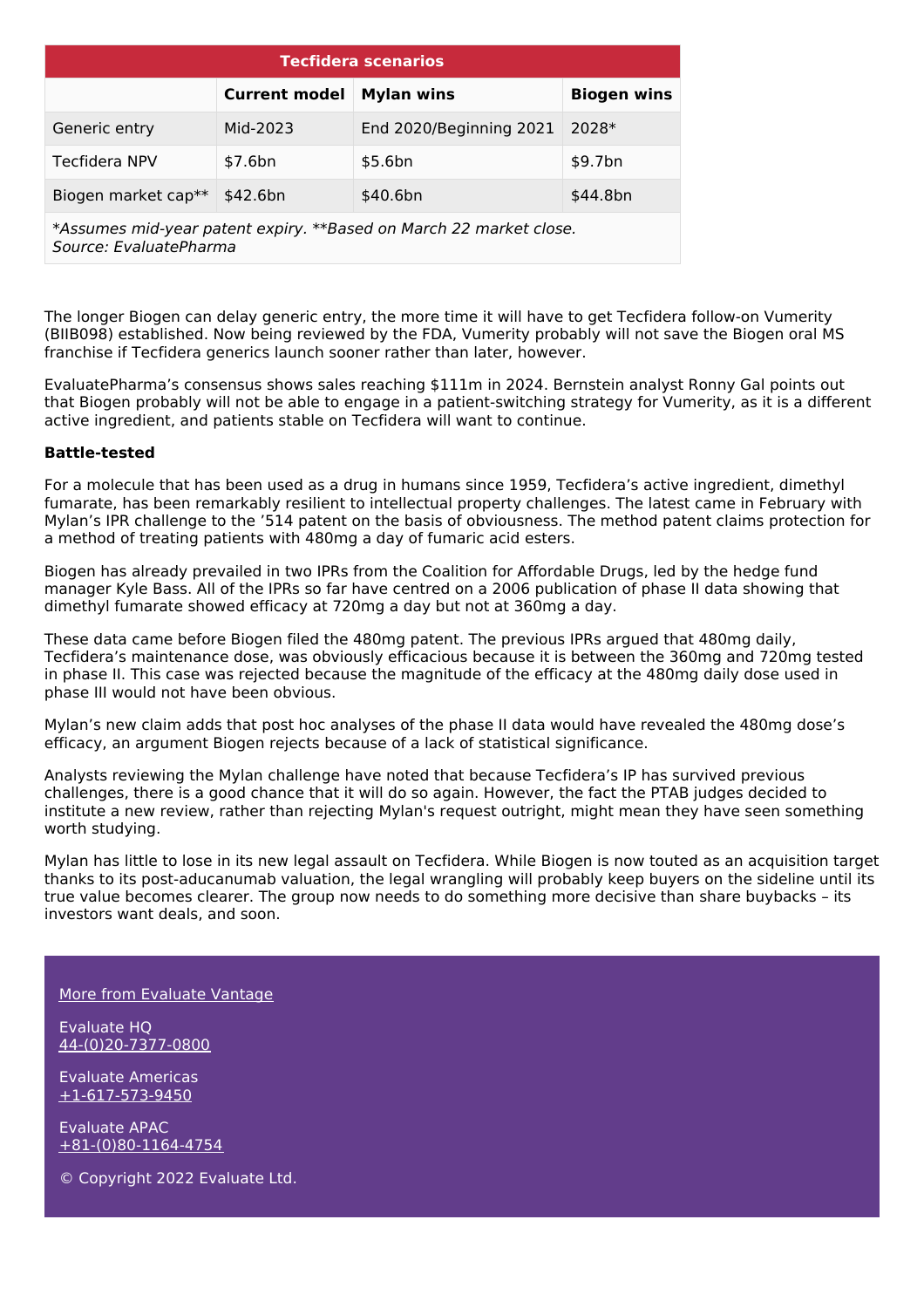| Tecfidera scenarios | | | |
|---|---|---|---|
| | **Current model** | **Mylan wins** | **Biogen wins** |
| Generic entry | Mid-2023 | End 2020/Beginning 2021 | 2028* |
| Tecfidera NPV | $7.6bn | $5.6bn | $9.7bn |
| Biogen market cap** | $42.6bn | $40.6bn | $44.8bn |

*\*Assumes mid-year patent expiry. \*\*Based on March 22 market close.*
*Source: EvaluatePharma*

The longer Biogen can delay generic entry, the more time it will have to get Tecfidera follow-on Vumerity (BIIB098) established. Now being reviewed by the FDA, Vumerity probably will not save the Biogen oral MS franchise if Tecfidera generics launch sooner rather than later, however.

EvaluatePharma's consensus shows sales reaching $111m in 2024. Bernstein analyst Ronny Gal points out that Biogen probably will not be able to engage in a patient-switching strategy for Vumerity, as it is a different active ingredient, and patients stable on Tecfidera will want to continue.

**Battle-tested**

For a molecule that has been used as a drug in humans since 1959, Tecfidera's active ingredient, dimethyl fumarate, has been remarkably resilient to intellectual property challenges. The latest came in February with Mylan's IPR challenge to the '514 patent on the basis of obviousness. The method patent claims protection for a method of treating patients with 480mg a day of fumaric acid esters.

Biogen has already prevailed in two IPRs from the Coalition for Affordable Drugs, led by the hedge fund manager Kyle Bass. All of the IPRs so far have centred on a 2006 publication of phase II data showing that dimethyl fumarate showed efficacy at 720mg a day but not at 360mg a day.

These data came before Biogen filed the 480mg patent. The previous IPRs argued that 480mg daily, Tecfidera's maintenance dose, was obviously efficacious because it is between the 360mg and 720mg tested in phase II. This case was rejected because the magnitude of the efficacy at the 480mg daily dose used in phase III would not have been obvious.

Mylan's new claim adds that post hoc analyses of the phase II data would have revealed the 480mg dose's efficacy, an argument Biogen rejects because of a lack of statistical significance.

Analysts reviewing the Mylan challenge have noted that because Tecfidera's IP has survived previous challenges, there is a good chance that it will do so again. However, the fact the PTAB judges decided to institute a new review, rather than rejecting Mylan's request outright, might mean they have seen something worth studying.

Mylan has little to lose in its new legal assault on Tecfidera. While Biogen is now touted as an acquisition target thanks to its post-aducanumab valuation, the legal wrangling will probably keep buyers on the sideline until its true value becomes clearer. The group now needs to do something more decisive than share buybacks – its investors want deals, and soon.

More from Evaluate Vantage

Evaluate HQ
44-(0)20-7377-0800

Evaluate Americas
+1-617-573-9450

Evaluate APAC
+81-(0)80-1164-4754

© Copyright 2022 Evaluate Ltd.